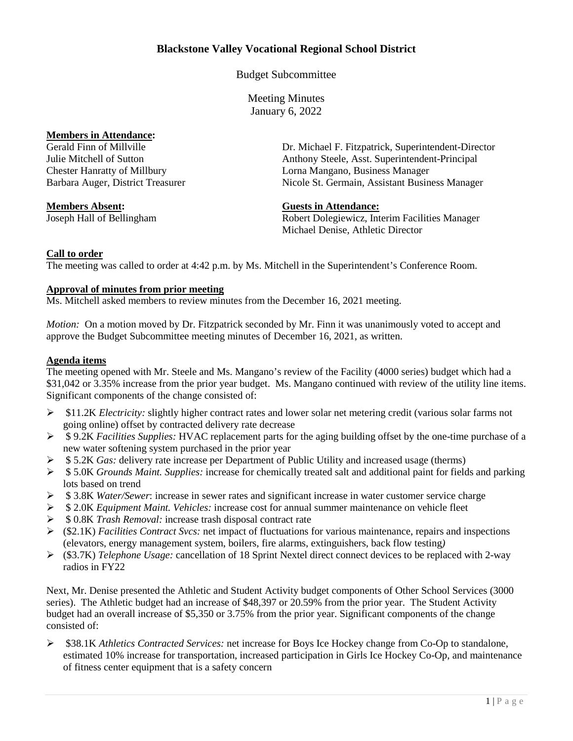# Blackstone Valley Vocational Regional School District

Budget Subcommittee

Meeting Minutes
January 6, 2022

**Members in Attendance:**

Gerald Finn of Millville
Julie Mitchell of Sutton
Chester Hanratty of Millbury
Barbara Auger, District Treasurer

Dr. Michael F. Fitzpatrick, Superintendent-Director
Anthony Steele, Asst. Superintendent-Principal
Lorna Mangano, Business Manager
Nicole St. Germain, Assistant Business Manager

**Members Absent:**

Joseph Hall of Bellingham

**Guests in Attendance:**

Robert Dolegiewicz, Interim Facilities Manager
Michael Denise, Athletic Director

**Call to order**

The meeting was called to order at 4:42 p.m. by Ms. Mitchell in the Superintendent's Conference Room.

**Approval of minutes from prior meeting**

Ms. Mitchell asked members to review minutes from the December 16, 2021 meeting.

*Motion:* On a motion moved by Dr. Fitzpatrick seconded by Mr. Finn it was unanimously voted to accept and approve the Budget Subcommittee meeting minutes of December 16, 2021, as written.

**Agenda items**

The meeting opened with Mr. Steele and Ms. Mangano's review of the Facility (4000 series) budget which had a $31,042 or 3.35% increase from the prior year budget. Ms. Mangano continued with review of the utility line items. Significant components of the change consisted of:

- $11.2K *Electricity:* slightly higher contract rates and lower solar net metering credit (various solar farms not going online) offset by contracted delivery rate decrease
- $ 9.2K *Facilities Supplies:* HVAC replacement parts for the aging building offset by the one-time purchase of a new water softening system purchased in the prior year
- $ 5.2K *Gas:* delivery rate increase per Department of Public Utility and increased usage (therms)
- $ 5.0K *Grounds Maint. Supplies:* increase for chemically treated salt and additional paint for fields and parking lots based on trend
- $ 3.8K *Water/Sewer*: increase in sewer rates and significant increase in water customer service charge
- $ 2.0K *Equipment Maint. Vehicles:* increase cost for annual summer maintenance on vehicle fleet
- $ 0.8K *Trash Removal:* increase trash disposal contract rate
- ($2.1K) *Facilities Contract Svcs:* net impact of fluctuations for various maintenance, repairs and inspections (elevators, energy management system, boilers, fire alarms, extinguishers, back flow testing)
- ($3.7K) *Telephone Usage:* cancellation of 18 Sprint Nextel direct connect devices to be replaced with 2-way radios in FY22

Next, Mr. Denise presented the Athletic and Student Activity budget components of Other School Services (3000 series). The Athletic budget had an increase of $48,397 or 20.59% from the prior year. The Student Activity budget had an overall increase of $5,350 or 3.75% from the prior year. Significant components of the change consisted of:

- $38.1K *Athletics Contracted Services:* net increase for Boys Ice Hockey change from Co-Op to standalone, estimated 10% increase for transportation, increased participation in Girls Ice Hockey Co-Op, and maintenance of fitness center equipment that is a safety concern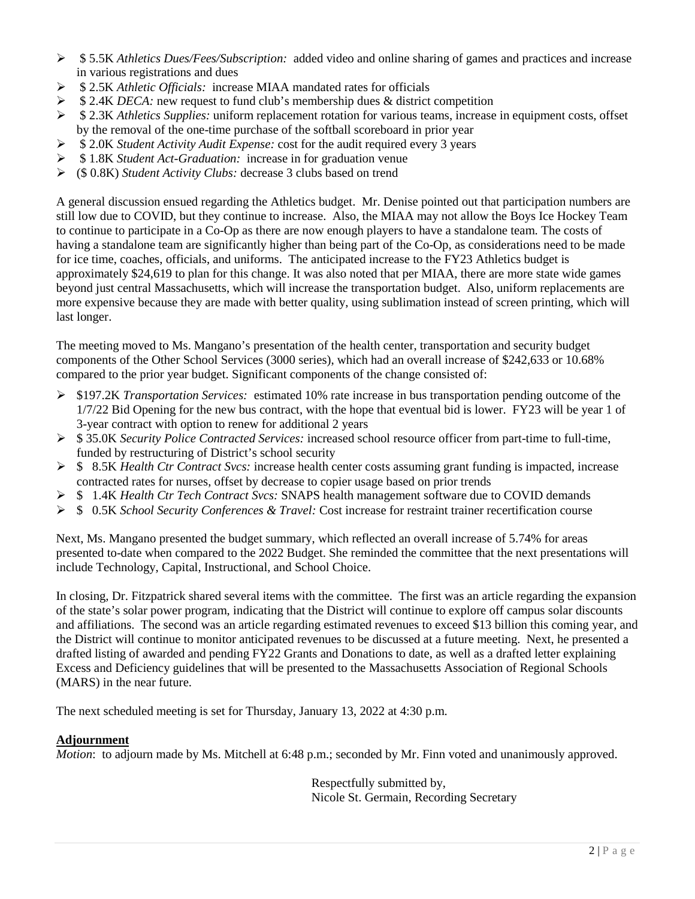- $ 5.5K *Athletics Dues/Fees/Subscription:* added video and online sharing of games and practices and increase in various registrations and dues
- $ 2.5K *Athletic Officials:* increase MIAA mandated rates for officials
- $ 2.4K *DECA:* new request to fund club's membership dues & district competition
- $ 2.3K *Athletics Supplies:* uniform replacement rotation for various teams, increase in equipment costs, offset by the removal of the one-time purchase of the softball scoreboard in prior year
- $ 2.0K *Student Activity Audit Expense:* cost for the audit required every 3 years
- $ 1.8K *Student Act-Graduation:* increase in for graduation venue
- ($ 0.8K) *Student Activity Clubs:* decrease 3 clubs based on trend

A general discussion ensued regarding the Athletics budget. Mr. Denise pointed out that participation numbers are still low due to COVID, but they continue to increase. Also, the MIAA may not allow the Boys Ice Hockey Team to continue to participate in a Co-Op as there are now enough players to have a standalone team. The costs of having a standalone team are significantly higher than being part of the Co-Op, as considerations need to be made for ice time, coaches, officials, and uniforms. The anticipated increase to the FY23 Athletics budget is approximately $24,619 to plan for this change. It was also noted that per MIAA, there are more state wide games beyond just central Massachusetts, which will increase the transportation budget. Also, uniform replacements are more expensive because they are made with better quality, using sublimation instead of screen printing, which will last longer.

The meeting moved to Ms. Mangano's presentation of the health center, transportation and security budget components of the Other School Services (3000 series), which had an overall increase of $242,633 or 10.68% compared to the prior year budget. Significant components of the change consisted of:

- $197.2K *Transportation Services:* estimated 10% rate increase in bus transportation pending outcome of the 1/7/22 Bid Opening for the new bus contract, with the hope that eventual bid is lower. FY23 will be year 1 of 3-year contract with option to renew for additional 2 years
- $ 35.0K *Security Police Contracted Services:* increased school resource officer from part-time to full-time, funded by restructuring of District's school security
- $ 8.5K *Health Ctr Contract Svcs:* increase health center costs assuming grant funding is impacted, increase contracted rates for nurses, offset by decrease to copier usage based on prior trends
- $ 1.4K *Health Ctr Tech Contract Svcs:* SNAPS health management software due to COVID demands
- $ 0.5K *School Security Conferences & Travel:* Cost increase for restraint trainer recertification course

Next, Ms. Mangano presented the budget summary, which reflected an overall increase of 5.74% for areas presented to-date when compared to the 2022 Budget. She reminded the committee that the next presentations will include Technology, Capital, Instructional, and School Choice.

In closing, Dr. Fitzpatrick shared several items with the committee. The first was an article regarding the expansion of the state's solar power program, indicating that the District will continue to explore off campus solar discounts and affiliations. The second was an article regarding estimated revenues to exceed $13 billion this coming year, and the District will continue to monitor anticipated revenues to be discussed at a future meeting. Next, he presented a drafted listing of awarded and pending FY22 Grants and Donations to date, as well as a drafted letter explaining Excess and Deficiency guidelines that will be presented to the Massachusetts Association of Regional Schools (MARS) in the near future.

The next scheduled meeting is set for Thursday, January 13, 2022 at 4:30 p.m.

**Adjournment**

*Motion*: to adjourn made by Ms. Mitchell at 6:48 p.m.; seconded by Mr. Finn voted and unanimously approved.

Respectfully submitted by,
Nicole St. Germain, Recording Secretary